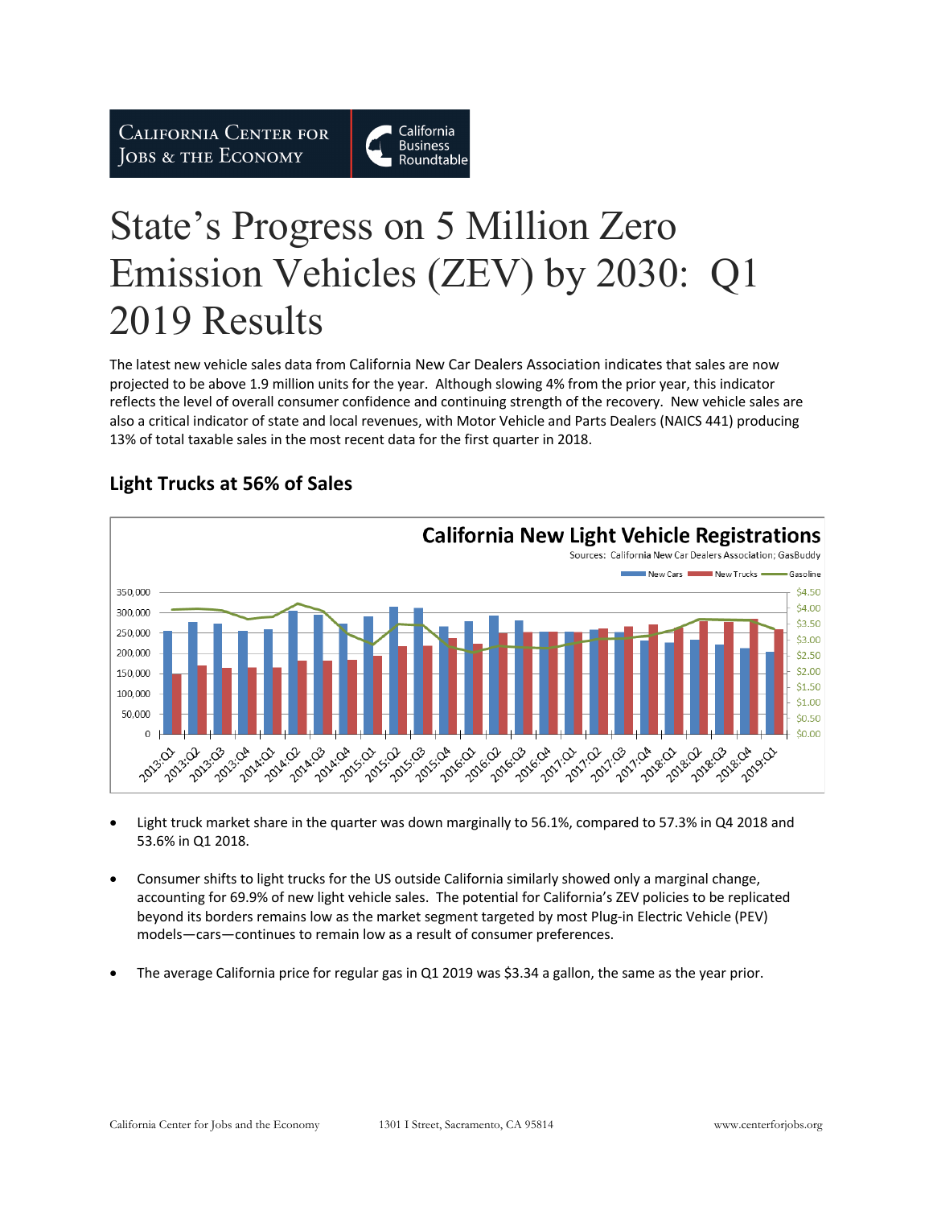California Center for Jobs & the Economy | California Business Roundtable

# State's Progress on 5 Million Zero Emission Vehicles (ZEV) by 2030: Q1 2019 Results

The latest new vehicle sales data from California New Car Dealers Association indicates that sales are now projected to be above 1.9 million units for the year. Although slowing 4% from the prior year, this indicator reflects the level of overall consumer confidence and continuing strength of the recovery. New vehicle sales are also a critical indicator of state and local revenues, with Motor Vehicle and Parts Dealers (NAICS 441) producing 13% of total taxable sales in the most recent data for the first quarter in 2018.

## Light Trucks at 56% of Sales

**California New Light Vehicle Registrations**

Sources: California New Car Dealers Association; GasBuddy

- Light truck market share in the quarter was down marginally to 56.1%, compared to 57.3% in Q4 2018 and 53.6% in Q1 2018.
- Consumer shifts to light trucks for the US outside California similarly showed only a marginal change, accounting for 69.9% of new light vehicle sales. The potential for California's ZEV policies to be replicated beyond its borders remains low as the market segment targeted by most Plug-in Electric Vehicle (PEV) models—cars—continues to remain low as a result of consumer preferences.
- The average California price for regular gas in Q1 2019 was $3.34 a gallon, the same as the year prior.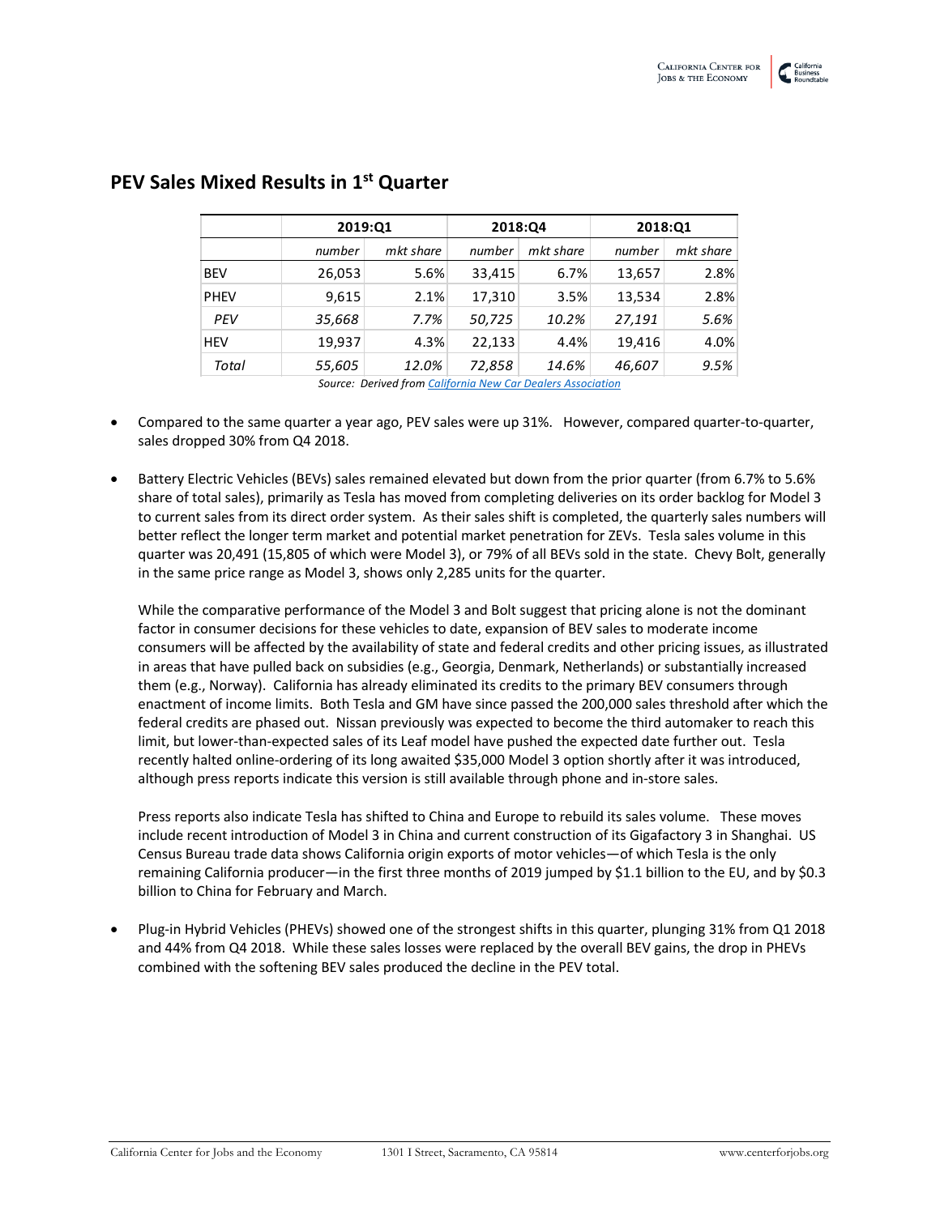## PEV Sales Mixed Results in 1st Quarter

| | 2019:Q1 | | 2018:Q4 | | 2018:Q1 | |
|---|---|---|---|---|---|---|
| | *number* | *mkt share* | *number* | *mkt share* | *number* | *mkt share* |
| BEV | 26,053 | 5.6% | 33,415 | 6.7% | 13,657 | 2.8% |
| PHEV | 9,615 | 2.1% | 17,310 | 3.5% | 13,534 | 2.8% |
| *PEV* | *35,668* | *7.7%* | *50,725* | *10.2%* | *27,191* | *5.6%* |
| HEV | 19,937 | 4.3% | 22,133 | 4.4% | 19,416 | 4.0% |
| *Total* | *55,605* | *12.0%* | *72,858* | *14.6%* | *46,607* | *9.5%* |

*Source: Derived from California New Car Dealers Association*

- Compared to the same quarter a year ago, PEV sales were up 31%. However, compared quarter-to-quarter, sales dropped 30% from Q4 2018.

- Battery Electric Vehicles (BEVs) sales remained elevated but down from the prior quarter (from 6.7% to 5.6% share of total sales), primarily as Tesla has moved from completing deliveries on its order backlog for Model 3 to current sales from its direct order system. As their sales shift is completed, the quarterly sales numbers will better reflect the longer term market and potential market penetration for ZEVs. Tesla sales volume in this quarter was 20,491 (15,805 of which were Model 3), or 79% of all BEVs sold in the state. Chevy Bolt, generally in the same price range as Model 3, shows only 2,285 units for the quarter.

  While the comparative performance of the Model 3 and Bolt suggest that pricing alone is not the dominant factor in consumer decisions for these vehicles to date, expansion of BEV sales to moderate income consumers will be affected by the availability of state and federal credits and other pricing issues, as illustrated in areas that have pulled back on subsidies (e.g., Georgia, Denmark, Netherlands) or substantially increased them (e.g., Norway). California has already eliminated its credits to the primary BEV consumers through enactment of income limits. Both Tesla and GM have since passed the 200,000 sales threshold after which the federal credits are phased out. Nissan previously was expected to become the third automaker to reach this limit, but lower-than-expected sales of its Leaf model have pushed the expected date further out. Tesla recently halted online-ordering of its long awaited $35,000 Model 3 option shortly after it was introduced, although press reports indicate this version is still available through phone and in-store sales.

  Press reports also indicate Tesla has shifted to China and Europe to rebuild its sales volume. These moves include recent introduction of Model 3 in China and current construction of its Gigafactory 3 in Shanghai. US Census Bureau trade data shows California origin exports of motor vehicles—of which Tesla is the only remaining California producer—in the first three months of 2019 jumped by $1.1 billion to the EU, and by $0.3 billion to China for February and March.

- Plug-in Hybrid Vehicles (PHEVs) showed one of the strongest shifts in this quarter, plunging 31% from Q1 2018 and 44% from Q4 2018. While these sales losses were replaced by the overall BEV gains, the drop in PHEVs combined with the softening BEV sales produced the decline in the PEV total.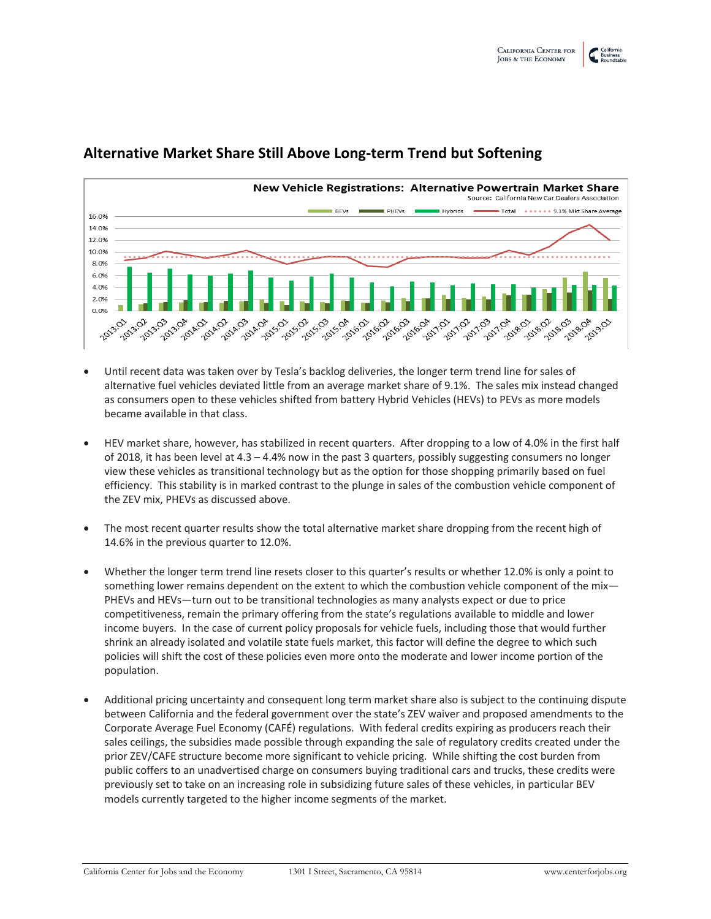## Alternative Market Share Still Above Long-term Trend but Softening

- Until recent data was taken over by Tesla's backlog deliveries, the longer term trend line for sales of alternative fuel vehicles deviated little from an average market share of 9.1%. The sales mix instead changed as consumers open to these vehicles shifted from battery Hybrid Vehicles (HEVs) to PEVs as more models became available in that class.

- HEV market share, however, has stabilized in recent quarters. After dropping to a low of 4.0% in the first half of 2018, it has been level at 4.3 – 4.4% now in the past 3 quarters, possibly suggesting consumers no longer view these vehicles as transitional technology but as the option for those shopping primarily based on fuel efficiency. This stability is in marked contrast to the plunge in sales of the combustion vehicle component of the ZEV mix, PHEVs as discussed above.

- The most recent quarter results show the total alternative market share dropping from the recent high of 14.6% in the previous quarter to 12.0%.

- Whether the longer term trend line resets closer to this quarter's results or whether 12.0% is only a point to something lower remains dependent on the extent to which the combustion vehicle component of the mix—PHEVs and HEVs—turn out to be transitional technologies as many analysts expect or due to price competitiveness, remain the primary offering from the state's regulations available to middle and lower income buyers. In the case of current policy proposals for vehicle fuels, including those that would further shrink an already isolated and volatile state fuels market, this factor will define the degree to which such policies will shift the cost of these policies even more onto the moderate and lower income portion of the population.

- Additional pricing uncertainty and consequent long term market share also is subject to the continuing dispute between California and the federal government over the state's ZEV waiver and proposed amendments to the Corporate Average Fuel Economy (CAFÉ) regulations. With federal credits expiring as producers reach their sales ceilings, the subsidies made possible through expanding the sale of regulatory credits created under the prior ZEV/CAFE structure become more significant to vehicle pricing. While shifting the cost burden from public coffers to an unadvertised charge on consumers buying traditional cars and trucks, these credits were previously set to take on an increasing role in subsidizing future sales of these vehicles, in particular BEV models currently targeted to the higher income segments of the market.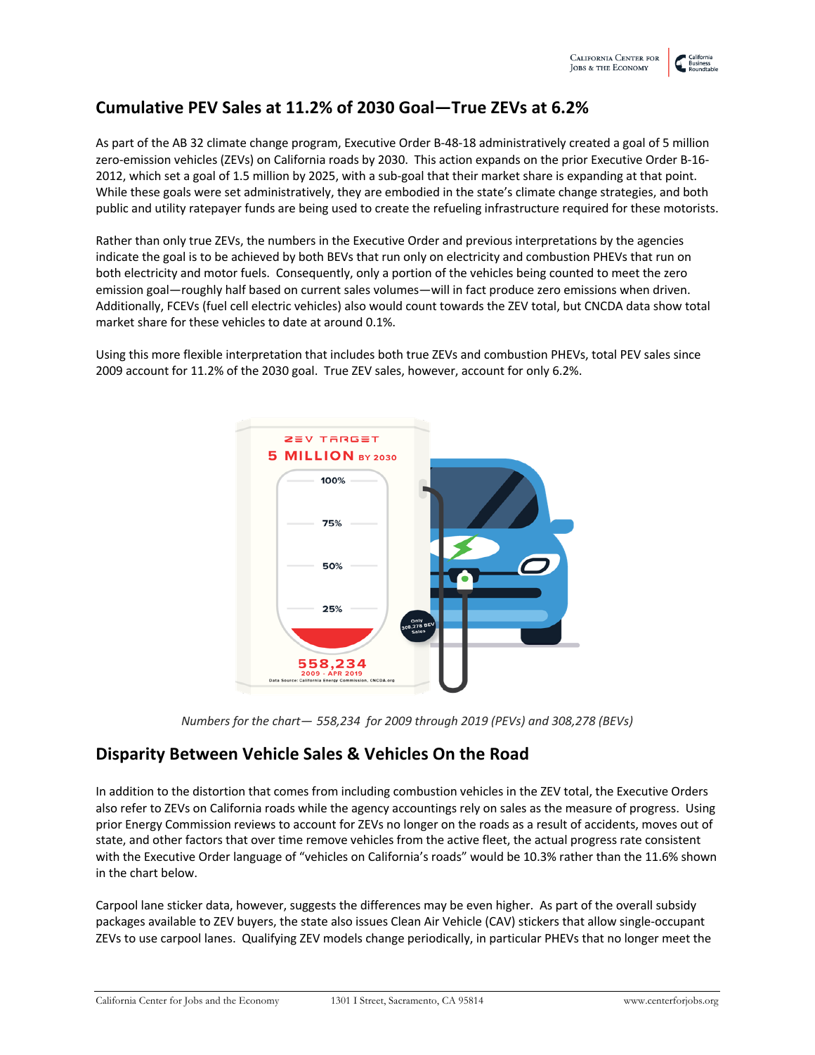## Cumulative PEV Sales at 11.2% of 2030 Goal—True ZEVs at 6.2%

As part of the AB 32 climate change program, Executive Order B-48-18 administratively created a goal of 5 million zero-emission vehicles (ZEVs) on California roads by 2030. This action expands on the prior Executive Order B-16-2012, which set a goal of 1.5 million by 2025, with a sub-goal that their market share is expanding at that point. While these goals were set administratively, they are embodied in the state's climate change strategies, and both public and utility ratepayer funds are being used to create the refueling infrastructure required for these motorists.

Rather than only true ZEVs, the numbers in the Executive Order and previous interpretations by the agencies indicate the goal is to be achieved by both BEVs that run only on electricity and combustion PHEVs that run on both electricity and motor fuels. Consequently, only a portion of the vehicles being counted to meet the zero emission goal—roughly half based on current sales volumes—will in fact produce zero emissions when driven. Additionally, FCEVs (fuel cell electric vehicles) also would count towards the ZEV total, but CNCDA data show total market share for these vehicles to date at around 0.1%.

Using this more flexible interpretation that includes both true ZEVs and combustion PHEVs, total PEV sales since 2009 account for 11.2% of the 2030 goal. True ZEV sales, however, account for only 6.2%.

*Numbers for the chart— 558,234 for 2009 through 2019 (PEVs) and 308,278 (BEVs)*

## Disparity Between Vehicle Sales & Vehicles On the Road

In addition to the distortion that comes from including combustion vehicles in the ZEV total, the Executive Orders also refer to ZEVs on California roads while the agency accountings rely on sales as the measure of progress. Using prior Energy Commission reviews to account for ZEVs no longer on the roads as a result of accidents, moves out of state, and other factors that over time remove vehicles from the active fleet, the actual progress rate consistent with the Executive Order language of "vehicles on California's roads" would be 10.3% rather than the 11.6% shown in the chart below.

Carpool lane sticker data, however, suggests the differences may be even higher. As part of the overall subsidy packages available to ZEV buyers, the state also issues Clean Air Vehicle (CAV) stickers that allow single-occupant ZEVs to use carpool lanes. Qualifying ZEV models change periodically, in particular PHEVs that no longer meet the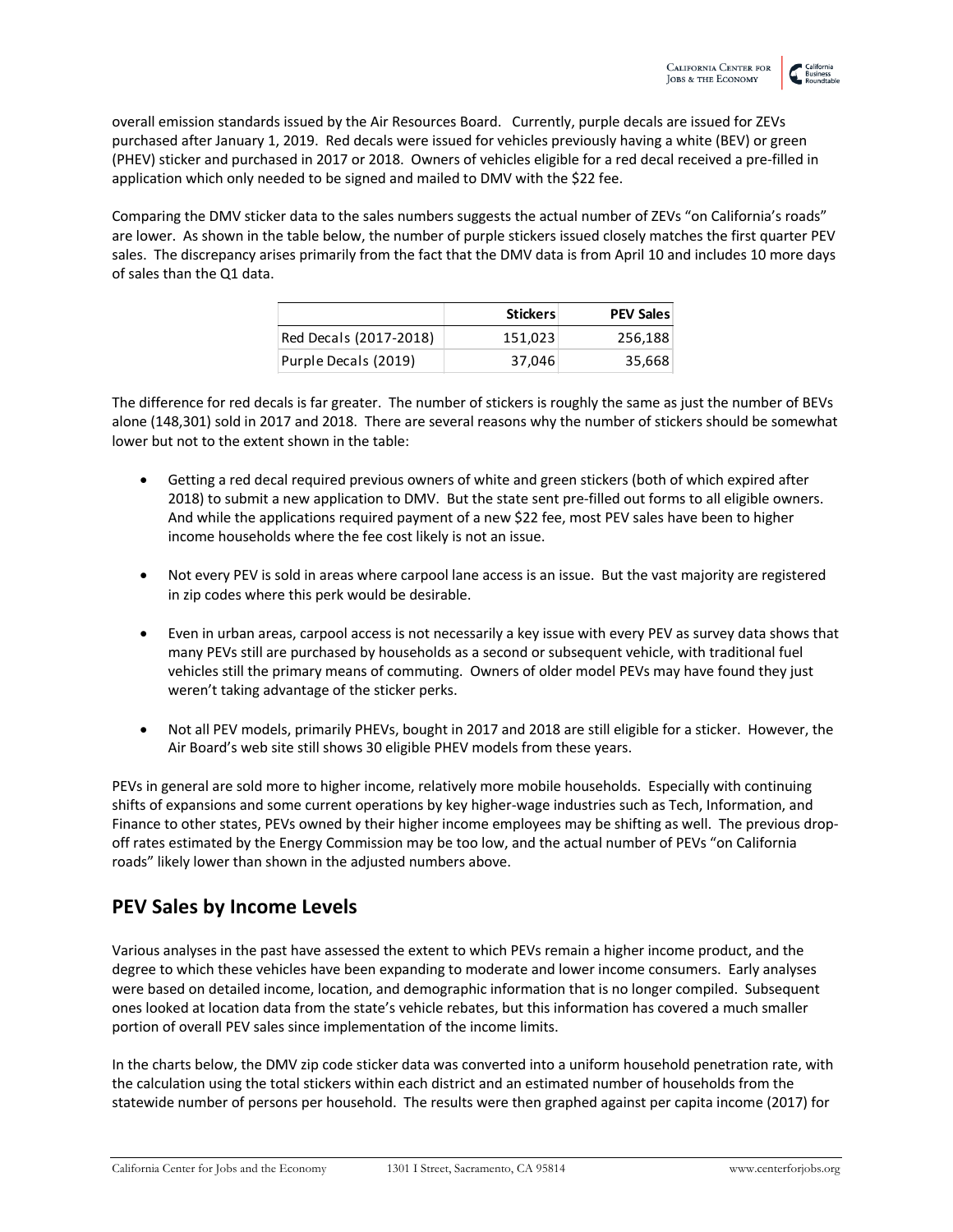overall emission standards issued by the Air Resources Board. Currently, purple decals are issued for ZEVs purchased after January 1, 2019. Red decals were issued for vehicles previously having a white (BEV) or green (PHEV) sticker and purchased in 2017 or 2018. Owners of vehicles eligible for a red decal received a pre-filled in application which only needed to be signed and mailed to DMV with the $22 fee.

Comparing the DMV sticker data to the sales numbers suggests the actual number of ZEVs "on California's roads" are lower. As shown in the table below, the number of purple stickers issued closely matches the first quarter PEV sales. The discrepancy arises primarily from the fact that the DMV data is from April 10 and includes 10 more days of sales than the Q1 data.

| | Stickers | PEV Sales |
|---|---|---|
| Red Decals (2017-2018) | 151,023 | 256,188 |
| Purple Decals (2019) | 37,046 | 35,668 |

The difference for red decals is far greater. The number of stickers is roughly the same as just the number of BEVs alone (148,301) sold in 2017 and 2018. There are several reasons why the number of stickers should be somewhat lower but not to the extent shown in the table:

- Getting a red decal required previous owners of white and green stickers (both of which expired after 2018) to submit a new application to DMV. But the state sent pre-filled out forms to all eligible owners. And while the applications required payment of a new $22 fee, most PEV sales have been to higher income households where the fee cost likely is not an issue.

- Not every PEV is sold in areas where carpool lane access is an issue. But the vast majority are registered in zip codes where this perk would be desirable.

- Even in urban areas, carpool access is not necessarily a key issue with every PEV as survey data shows that many PEVs still are purchased by households as a second or subsequent vehicle, with traditional fuel vehicles still the primary means of commuting. Owners of older model PEVs may have found they just weren't taking advantage of the sticker perks.

- Not all PEV models, primarily PHEVs, bought in 2017 and 2018 are still eligible for a sticker. However, the Air Board's web site still shows 30 eligible PHEV models from these years.

PEVs in general are sold more to higher income, relatively more mobile households. Especially with continuing shifts of expansions and some current operations by key higher-wage industries such as Tech, Information, and Finance to other states, PEVs owned by their higher income employees may be shifting as well. The previous drop-off rates estimated by the Energy Commission may be too low, and the actual number of PEVs "on California roads" likely lower than shown in the adjusted numbers above.

## PEV Sales by Income Levels

Various analyses in the past have assessed the extent to which PEVs remain a higher income product, and the degree to which these vehicles have been expanding to moderate and lower income consumers. Early analyses were based on detailed income, location, and demographic information that is no longer compiled. Subsequent ones looked at location data from the state's vehicle rebates, but this information has covered a much smaller portion of overall PEV sales since implementation of the income limits.

In the charts below, the DMV zip code sticker data was converted into a uniform household penetration rate, with the calculation using the total stickers within each district and an estimated number of households from the statewide number of persons per household. The results were then graphed against per capita income (2017) for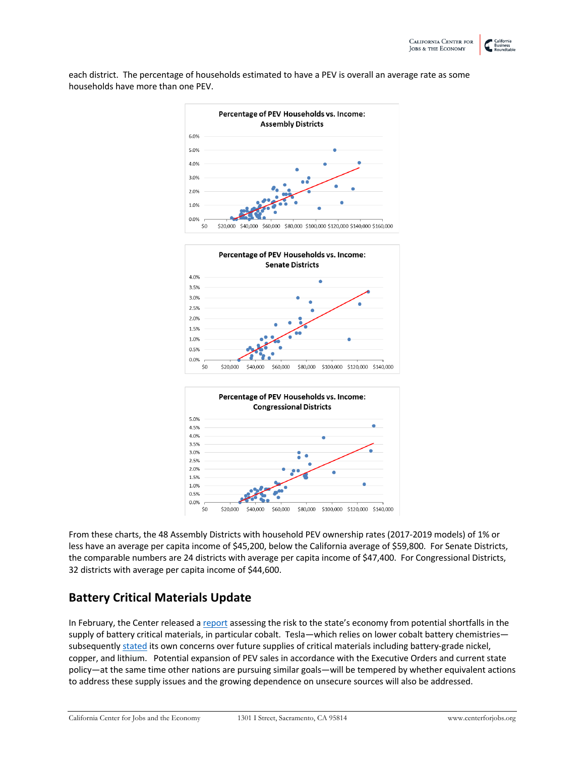each district. The percentage of households estimated to have a PEV is overall an average rate as some households have more than one PEV.

From these charts, the 48 Assembly Districts with household PEV ownership rates (2017-2019 models) of 1% or less have an average per capita income of $45,200, below the California average of $59,800. For Senate Districts, the comparable numbers are 24 districts with average per capita income of $47,400. For Congressional Districts, 32 districts with average per capita income of $44,600.

## Battery Critical Materials Update

In February, the Center released a report assessing the risk to the state's economy from potential shortfalls in the supply of battery critical materials, in particular cobalt. Tesla—which relies on lower cobalt battery chemistries—subsequently stated its own concerns over future supplies of critical materials including battery-grade nickel, copper, and lithium. Potential expansion of PEV sales in accordance with the Executive Orders and current state policy—at the same time other nations are pursuing similar goals—will be tempered by whether equivalent actions to address these supply issues and the growing dependence on unsecure sources will also be addressed.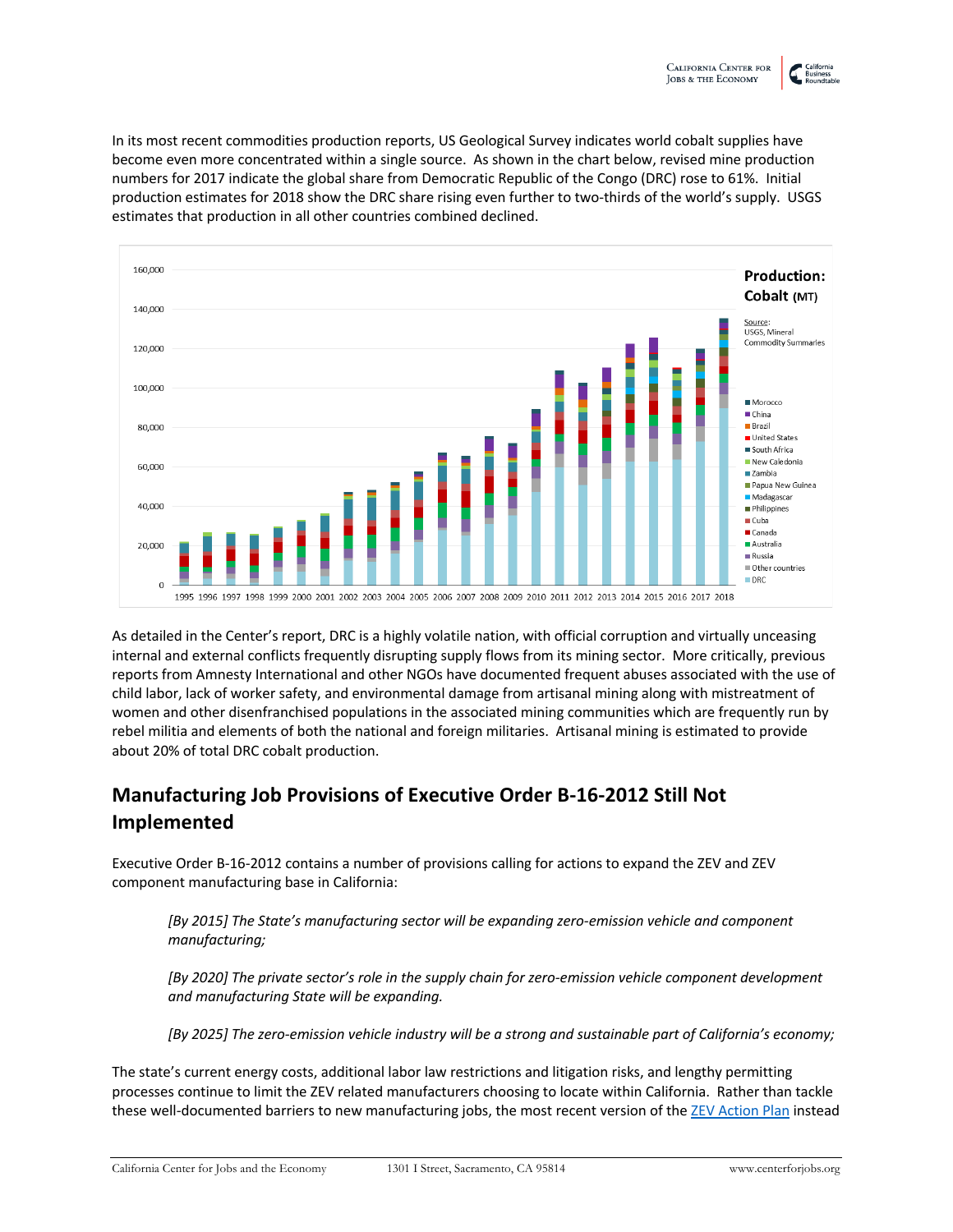In its most recent commodities production reports, US Geological Survey indicates world cobalt supplies have become even more concentrated within a single source. As shown in the chart below, revised mine production numbers for 2017 indicate the global share from Democratic Republic of the Congo (DRC) rose to 61%. Initial production estimates for 2018 show the DRC share rising even further to two-thirds of the world's supply. USGS estimates that production in all other countries combined declined.

**Production: Cobalt (MT)**

Source: USGS, Mineral Commodity Summaries

As detailed in the Center's report, DRC is a highly volatile nation, with official corruption and virtually unceasing internal and external conflicts frequently disrupting supply flows from its mining sector. More critically, previous reports from Amnesty International and other NGOs have documented frequent abuses associated with the use of child labor, lack of worker safety, and environmental damage from artisanal mining along with mistreatment of women and other disenfranchised populations in the associated mining communities which are frequently run by rebel militia and elements of both the national and foreign militaries. Artisanal mining is estimated to provide about 20% of total DRC cobalt production.

## Manufacturing Job Provisions of Executive Order B-16-2012 Still Not Implemented

Executive Order B-16-2012 contains a number of provisions calling for actions to expand the ZEV and ZEV component manufacturing base in California:

> *[By 2015] The State's manufacturing sector will be expanding zero-emission vehicle and component manufacturing;*
>
> *[By 2020] The private sector's role in the supply chain for zero-emission vehicle component development and manufacturing State will be expanding.*
>
> *[By 2025] The zero-emission vehicle industry will be a strong and sustainable part of California's economy;*

The state's current energy costs, additional labor law restrictions and litigation risks, and lengthy permitting processes continue to limit the ZEV related manufacturers choosing to locate within California. Rather than tackle these well-documented barriers to new manufacturing jobs, the most recent version of the ZEV Action Plan instead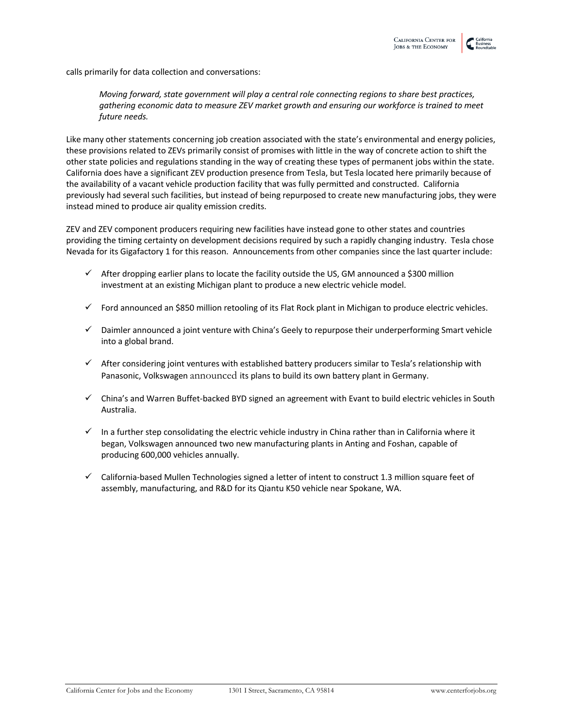calls primarily for data collection and conversations:

> *Moving forward, state government will play a central role connecting regions to share best practices, gathering economic data to measure ZEV market growth and ensuring our workforce is trained to meet future needs.*

Like many other statements concerning job creation associated with the state's environmental and energy policies, these provisions related to ZEVs primarily consist of promises with little in the way of concrete action to shift the other state policies and regulations standing in the way of creating these types of permanent jobs within the state. California does have a significant ZEV production presence from Tesla, but Tesla located here primarily because of the availability of a vacant vehicle production facility that was fully permitted and constructed. California previously had several such facilities, but instead of being repurposed to create new manufacturing jobs, they were instead mined to produce air quality emission credits.

ZEV and ZEV component producers requiring new facilities have instead gone to other states and countries providing the timing certainty on development decisions required by such a rapidly changing industry. Tesla chose Nevada for its Gigafactory 1 for this reason. Announcements from other companies since the last quarter include:

- ✓ After dropping earlier plans to locate the facility outside the US, GM announced a $300 million investment at an existing Michigan plant to produce a new electric vehicle model.
- ✓ Ford announced an $850 million retooling of its Flat Rock plant in Michigan to produce electric vehicles.
- ✓ Daimler announced a joint venture with China's Geely to repurpose their underperforming Smart vehicle into a global brand.
- ✓ After considering joint ventures with established battery producers similar to Tesla's relationship with Panasonic, Volkswagen announced its plans to build its own battery plant in Germany.
- ✓ China's and Warren Buffet-backed BYD signed an agreement with Evant to build electric vehicles in South Australia.
- ✓ In a further step consolidating the electric vehicle industry in China rather than in California where it began, Volkswagen announced two new manufacturing plants in Anting and Foshan, capable of producing 600,000 vehicles annually.
- ✓ California-based Mullen Technologies signed a letter of intent to construct 1.3 million square feet of assembly, manufacturing, and R&D for its Qiantu K50 vehicle near Spokane, WA.